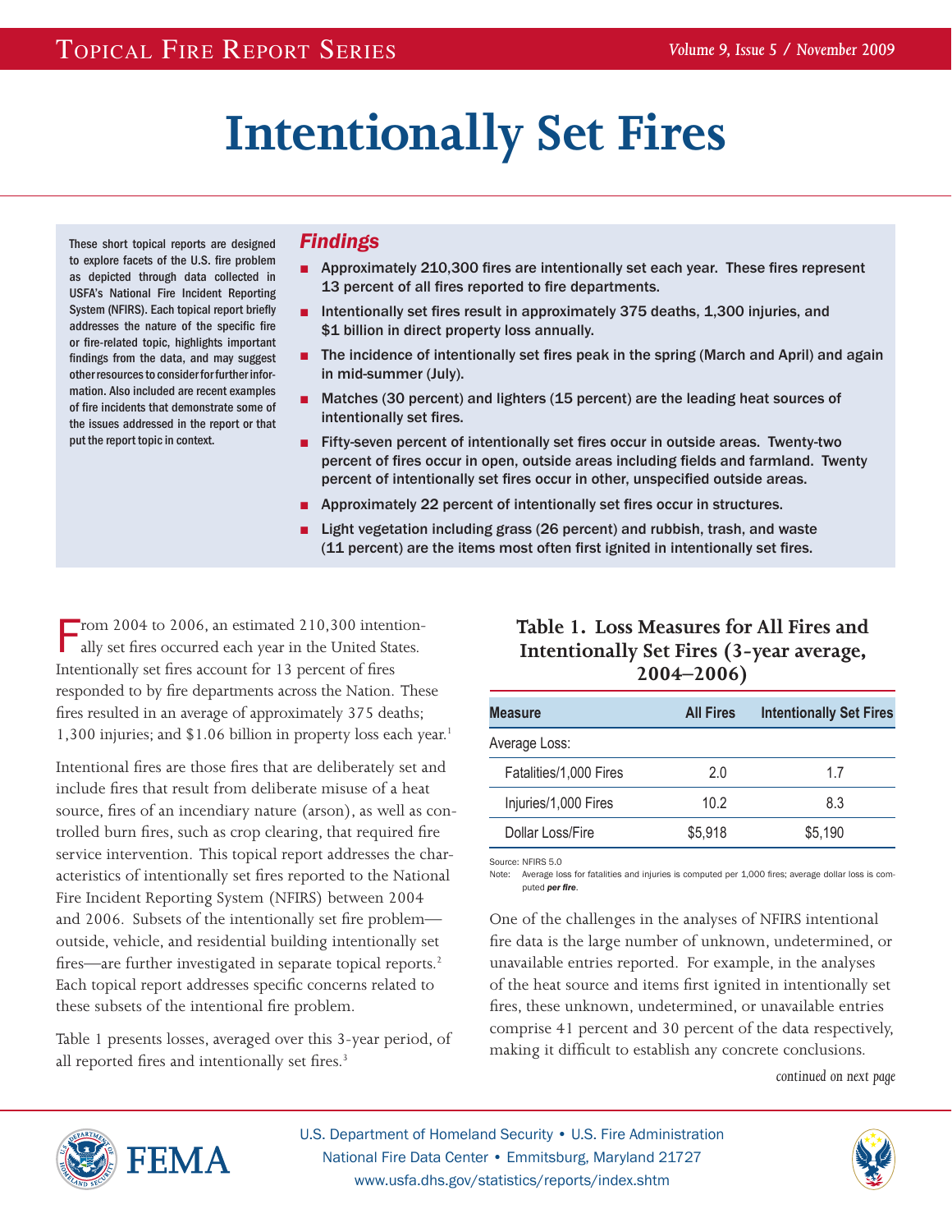# Intentionally Set Fires

These short topical reports are designed to explore facets of the U.S. fire problem as depicted through data collected in USFA's National Fire Incident Reporting System (NFIRS). Each topical report briefly addresses the nature of the specific fire or fire-related topic, highlights important findings from the data, and may suggest other resources to consider for further information. Also included are recent examples of fire incidents that demonstrate some of the issues addressed in the report or that put the report topic in context.

## *Findings*

- Approximately 210,300 fires are intentionally set each year. These fires represent 13 percent of all fires reported to fire departments.
- Intentionally set fires result in approximately 375 deaths, 1,300 injuries, and $1 billion in direct property loss annually.
- The incidence of intentionally set fires peak in the spring (March and April) and again in mid-summer (July).
- Matches (30 percent) and lighters (15 percent) are the leading heat sources of intentionally set fires.
- Fifty-seven percent of intentionally set fires occur in outside areas. Twenty-two percent of fires occur in open, outside areas including fields and farmland. Twenty percent of intentionally set fires occur in other, unspecified outside areas.
- Approximately 22 percent of intentionally set fires occur in structures.
- Light vegetation including grass (26 percent) and rubbish, trash, and waste (11 percent) are the items most often first ignited in intentionally set fires.

From 2004 to 2006, an estimated 210,300 intentionally set fires occurred each year in the United States. Intentionally set fires account for 13 percent of fires responded to by fire departments across the Nation. These fires resulted in an average of approximately 375 deaths; 1,300 injuries; and $1.06 billion in property loss each year.[1]

Intentional fires are those fires that are deliberately set and include fires that result from deliberate misuse of a heat source, fires of an incendiary nature (arson), as well as controlled burn fires, such as crop clearing, that required fire service intervention. This topical report addresses the characteristics of intentionally set fires reported to the National Fire Incident Reporting System (NFIRS) between 2004 and 2006. Subsets of the intentionally set fire problem—outside, vehicle, and residential building intentionally set fires—are further investigated in separate topical reports.[2] Each topical report addresses specific concerns related to these subsets of the intentional fire problem.

Table 1 presents losses, averaged over this 3-year period, of all reported fires and intentionally set fires.[3]

**Table 1. Loss Measures for All Fires and Intentionally Set Fires (3-year average, 2004–2006)**

| Measure | All Fires | Intentionally Set Fires |
|---|---|---|
| Average Loss: | | |
| Fatalities/1,000 Fires | 2.0 | 1.7 |
| Injuries/1,000 Fires | 10.2 | 8.3 |
| Dollar Loss/Fire | $5,918 | $5,190 |

Source: NFIRS 5.0
Note: Average loss for fatalities and injuries is computed per 1,000 fires; average dollar loss is computed ***per fire***.

One of the challenges in the analyses of NFIRS intentional fire data is the large number of unknown, undetermined, or unavailable entries reported. For example, in the analyses of the heat source and items first ignited in intentionally set fires, these unknown, undetermined, or unavailable entries comprise 41 percent and 30 percent of the data respectively, making it difficult to establish any concrete conclusions.

*continued on next page*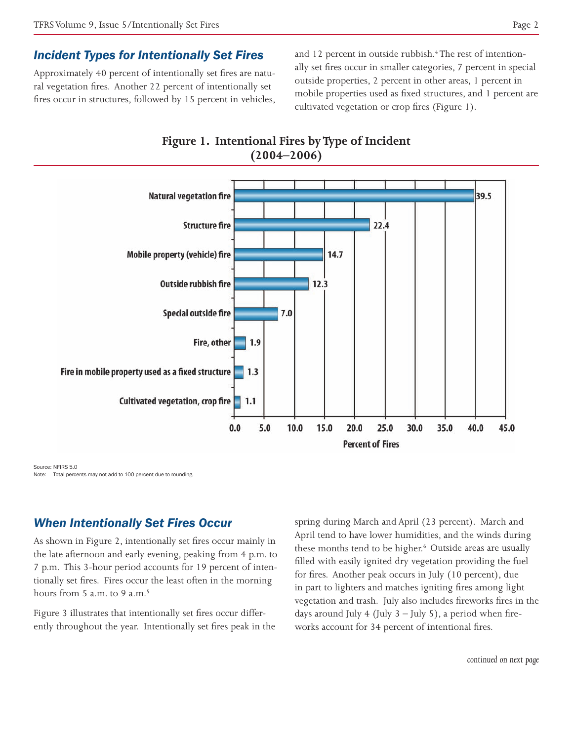## *Incident Types for Intentionally Set Fires*

Approximately 40 percent of intentionally set fires are natural vegetation fires. Another 22 percent of intentionally set fires occur in structures, followed by 15 percent in vehicles, and 12 percent in outside rubbish.[4] The rest of intentionally set fires occur in smaller categories, 7 percent in special outside properties, 2 percent in other areas, 1 percent in mobile properties used as fixed structures, and 1 percent are cultivated vegetation or crop fires (Figure 1).

**Figure 1. Intentional Fires by Type of Incident (2004–2006)**

| Type of Incident | Percent of Fires |
|---|---|
| Natural vegetation fire | 39.5 |
| Structure fire | 22.4 |
| Mobile property (vehicle) fire | 14.7 |
| Outside rubbish fire | 12.3 |
| Special outside fire | 7.0 |
| Fire, other | 1.9 |
| Fire in mobile property used as a fixed structure | 1.3 |
| Cultivated vegetation, crop fire | 1.1 |

Source: NFIRS 5.0
Note: Total percents may not add to 100 percent due to rounding.

## *When Intentionally Set Fires Occur*

As shown in Figure 2, intentionally set fires occur mainly in the late afternoon and early evening, peaking from 4 p.m. to 7 p.m. This 3-hour period accounts for 19 percent of intentionally set fires. Fires occur the least often in the morning hours from 5 a.m. to 9 a.m.[5]

Figure 3 illustrates that intentionally set fires occur differently throughout the year. Intentionally set fires peak in the spring during March and April (23 percent). March and April tend to have lower humidities, and the winds during these months tend to be higher.[6] Outside areas are usually filled with easily ignited dry vegetation providing the fuel for fires. Another peak occurs in July (10 percent), due in part to lighters and matches igniting fires among light vegetation and trash. July also includes fireworks fires in the days around July 4 (July 3 – July 5), a period when fireworks account for 34 percent of intentional fires.

*continued on next page*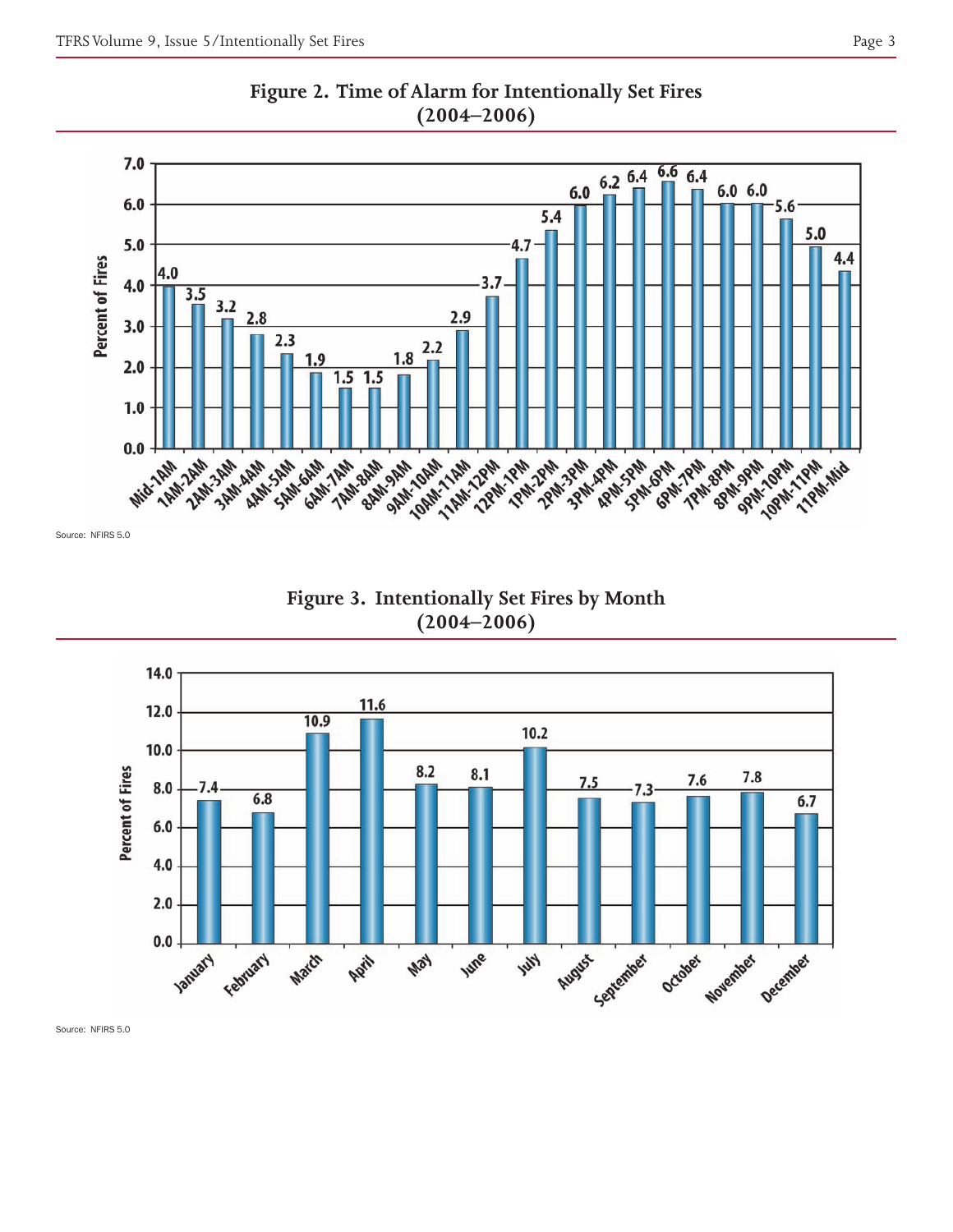## Figure 2. Time of Alarm for Intentionally Set Fires (2004–2006)

| Time of Alarm | Percent of Fires |
|---|---|
| Mid-1AM | 4.0 |
| 1AM-2AM | 3.5 |
| 2AM-3AM | 3.2 |
| 3AM-4AM | 2.8 |
| 4AM-5AM | 2.3 |
| 5AM-6AM | 1.9 |
| 6AM-7AM | 1.5 |
| 7AM-8AM | 1.5 |
| 8AM-9AM | 1.8 |
| 9AM-10AM | 2.2 |
| 10AM-11AM | 2.9 |
| 11AM-12PM | 3.7 |
| 12PM-1PM | 4.7 |
| 1PM-2PM | 5.4 |
| 2PM-3PM | 6.0 |
| 3PM-4PM | 6.2 |
| 4PM-5PM | 6.4 |
| 5PM-6PM | 6.6 |
| 6PM-7PM | 6.4 |
| 7PM-8PM | 6.0 |
| 8PM-9PM | 6.0 |
| 9PM-10PM | 5.6 |
| 10PM-11PM | 5.0 |
| 11PM-Mid | 4.4 |

Source: NFIRS 5.0

## Figure 3. Intentionally Set Fires by Month (2004–2006)

| Month | Percent of Fires |
|---|---|
| January | 7.4 |
| February | 6.8 |
| March | 10.9 |
| April | 11.6 |
| May | 8.2 |
| June | 8.1 |
| July | 10.2 |
| August | 7.5 |
| September | 7.3 |
| October | 7.6 |
| November | 7.8 |
| December | 6.7 |

Source: NFIRS 5.0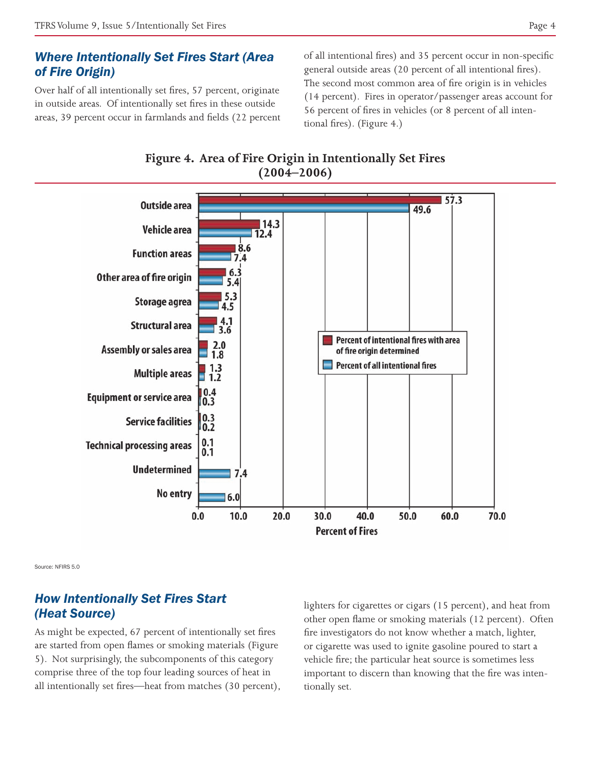## *Where Intentionally Set Fires Start (Area of Fire Origin)*

Over half of all intentionally set fires, 57 percent, originate in outside areas. Of intentionally set fires in these outside areas, 39 percent occur in farmlands and fields (22 percent of all intentional fires) and 35 percent occur in non-specific general outside areas (20 percent of all intentional fires). The second most common area of fire origin is in vehicles (14 percent). Fires in operator/passenger areas account for 56 percent of fires in vehicles (or 8 percent of all intentional fires). (Figure 4.)

**Figure 4. Area of Fire Origin in Intentionally Set Fires (2004–2006)**

| Area of Fire Origin | Percent of intentional fires with area of fire origin determined | Percent of all intentional fires |
| --- | --- | --- |
| Outside area | 57.3 | 49.6 |
| Vehicle area | 14.3 | 12.4 |
| Function areas | 8.6 | 7.4 |
| Other area of fire origin | 6.3 | 5.4 |
| Storage agrea | 5.3 | 4.5 |
| Structural area | 4.1 | 3.6 |
| Assembly or sales area | 2.0 | 1.8 |
| Multiple areas | 1.3 | 1.2 |
| Equipment or service area | 0.4 | 0.3 |
| Service facilities | 0.3 | 0.2 |
| Technical processing areas | 0.1 | 0.1 |
| Undetermined | | 7.4 |
| No entry | | 6.0 |

Percent of Fires

Source: NFIRS 5.0

## *How Intentionally Set Fires Start (Heat Source)*

As might be expected, 67 percent of intentionally set fires are started from open flames or smoking materials (Figure 5). Not surprisingly, the subcomponents of this category comprise three of the top four leading sources of heat in all intentionally set fires—heat from matches (30 percent), lighters for cigarettes or cigars (15 percent), and heat from other open flame or smoking materials (12 percent). Often fire investigators do not know whether a match, lighter, or cigarette was used to ignite gasoline poured to start a vehicle fire; the particular heat source is sometimes less important to discern than knowing that the fire was intentionally set.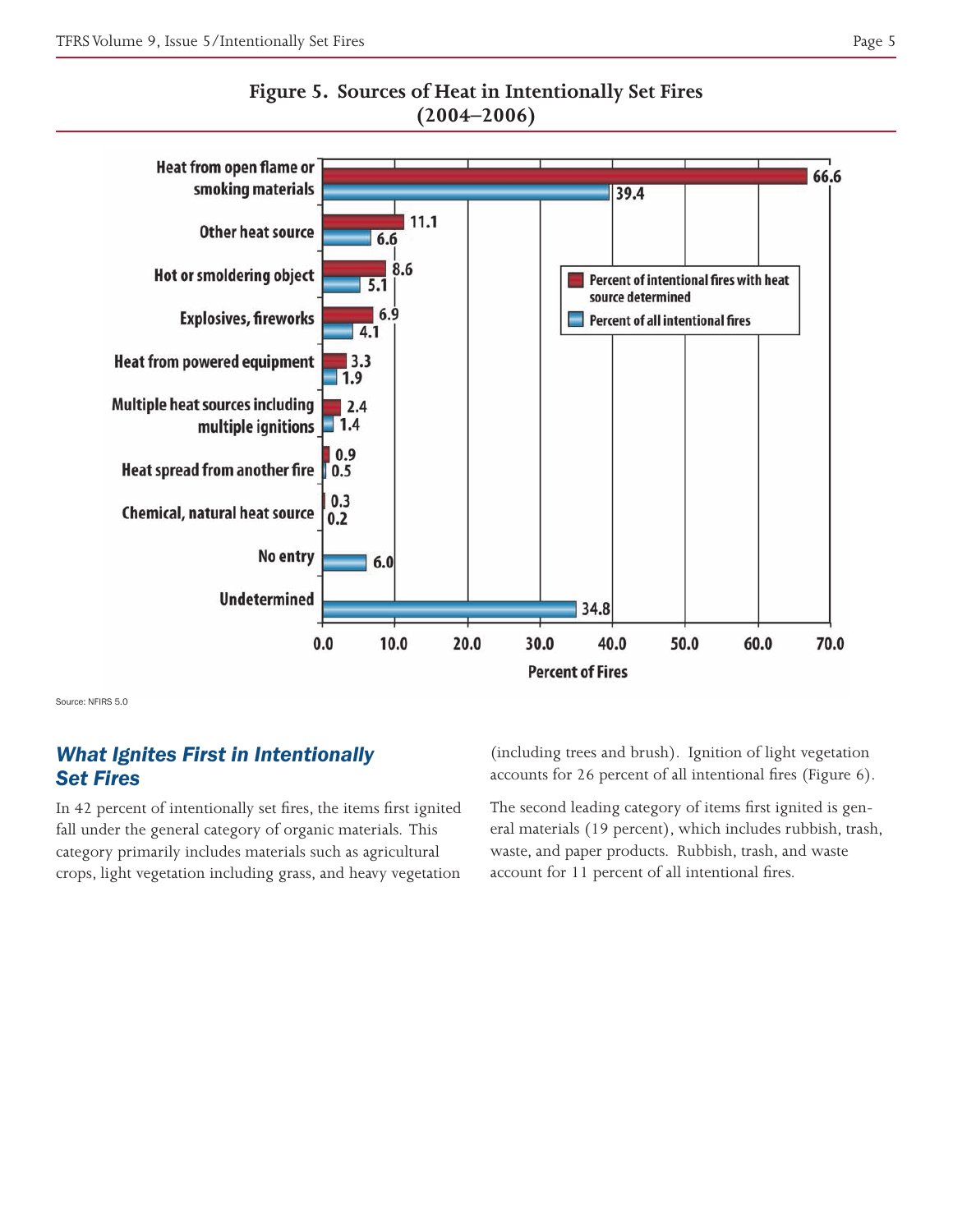**Figure 5. Sources of Heat in Intentionally Set Fires (2004–2006)**

| Heat source | Percent of intentional fires with heat source determined | Percent of all intentional fires |
|---|---|---|
| Heat from open flame or smoking materials | 66.6 | 39.4 |
| Other heat source | 11.1 | 6.6 |
| Hot or smoldering object | 8.6 | 5.1 |
| Explosives, fireworks | 6.9 | 4.1 |
| Heat from powered equipment | 3.3 | 1.9 |
| Multiple heat sources including multiple ignitions | 2.4 | 1.4 |
| Heat spread from another fire | 0.9 | 0.5 |
| Chemical, natural heat source | 0.3 | 0.2 |
| No entry | | 6.0 |
| Undetermined | | 34.8 |

Percent of Fires

Source: NFIRS 5.0

## *What Ignites First in Intentionally Set Fires*

In 42 percent of intentionally set fires, the items first ignited fall under the general category of organic materials. This category primarily includes materials such as agricultural crops, light vegetation including grass, and heavy vegetation (including trees and brush). Ignition of light vegetation accounts for 26 percent of all intentional fires (Figure 6).

The second leading category of items first ignited is general materials (19 percent), which includes rubbish, trash, waste, and paper products. Rubbish, trash, and waste account for 11 percent of all intentional fires.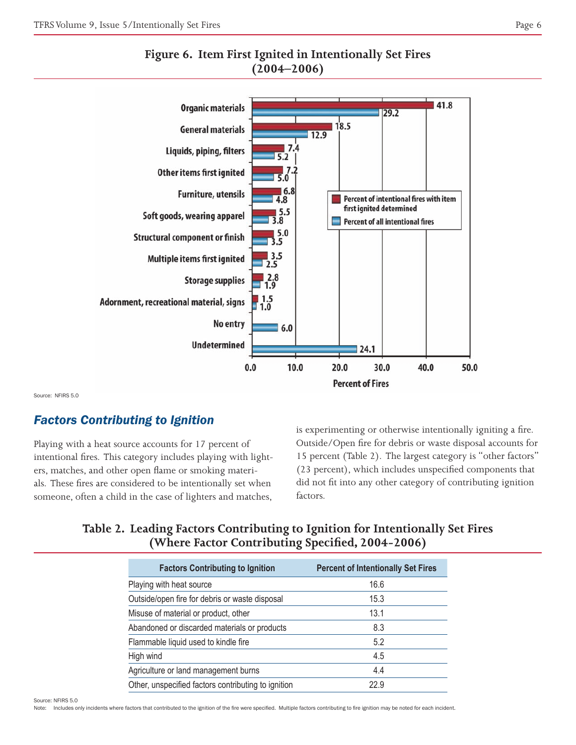## Figure 6. Item First Ignited in Intentionally Set Fires (2004–2006)

| Item First Ignited | Percent of intentional fires with item first ignited determined | Percent of all intentional fires |
|---|---|---|
| Organic materials | 41.8 | 29.2 |
| General materials | 18.5 | 12.9 |
| Liquids, piping, filters | 7.4 | 5.2 |
| Other items first ignited | 7.2 | 5.0 |
| Furniture, utensils | 6.8 | 4.8 |
| Soft goods, wearing apparel | 5.5 | 3.8 |
| Structural component or finish | 5.0 | 3.5 |
| Multiple items first ignited | 3.5 | 2.5 |
| Storage supplies | 2.8 | 1.9 |
| Adornment, recreational material, signs | 1.5 | 1.0 |
| No entry | | 6.0 |
| Undetermined | | 24.1 |

Percent of Fires

Source: NFIRS 5.0

## *Factors Contributing to Ignition*

Playing with a heat source accounts for 17 percent of intentional fires. This category includes playing with lighters, matches, and other open flame or smoking materials. These fires are considered to be intentionally set when someone, often a child in the case of lighters and matches, is experimenting or otherwise intentionally igniting a fire. Outside/Open fire for debris or waste disposal accounts for 15 percent (Table 2). The largest category is "other factors" (23 percent), which includes unspecified components that did not fit into any other category of contributing ignition factors.

### Table 2. Leading Factors Contributing to Ignition for Intentionally Set Fires (Where Factor Contributing Specified, 2004-2006)

| Factors Contributing to Ignition | Percent of Intentionally Set Fires |
|---|---|
| Playing with heat source | 16.6 |
| Outside/open fire for debris or waste disposal | 15.3 |
| Misuse of material or product, other | 13.1 |
| Abandoned or discarded materials or products | 8.3 |
| Flammable liquid used to kindle fire | 5.2 |
| High wind | 4.5 |
| Agriculture or land management burns | 4.4 |
| Other, unspecified factors contributing to ignition | 22.9 |

Source: NFIRS 5.0

Note: Includes only incidents where factors that contributed to the ignition of the fire were specified. Multiple factors contributing to fire ignition may be noted for each incident.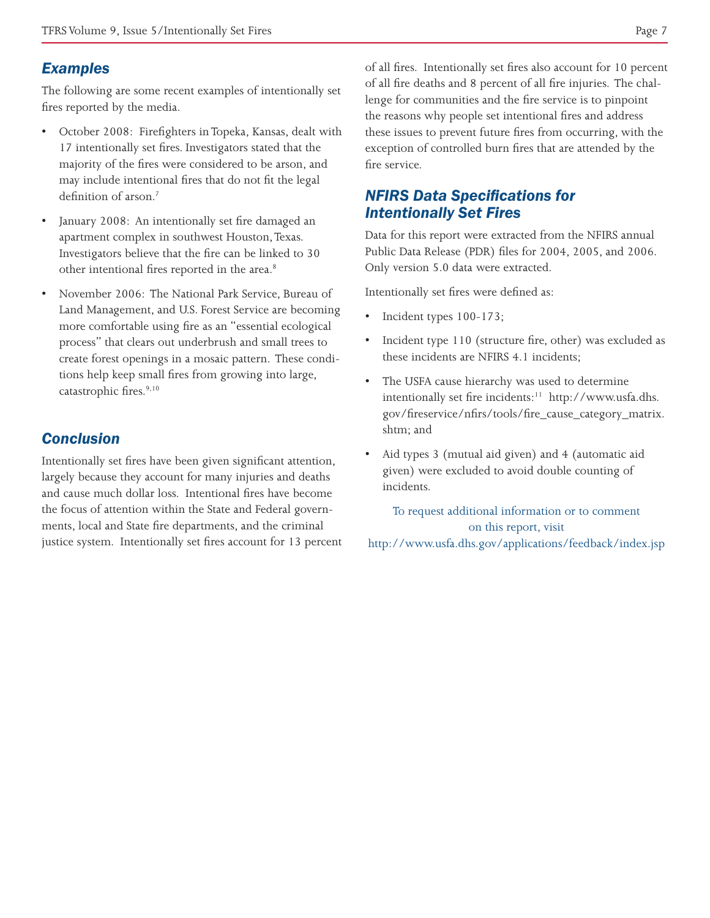## Examples

The following are some recent examples of intentionally set fires reported by the media.

- October 2008: Firefighters in Topeka, Kansas, dealt with 17 intentionally set fires. Investigators stated that the majority of the fires were considered to be arson, and may include intentional fires that do not fit the legal definition of arson.[7]
- January 2008: An intentionally set fire damaged an apartment complex in southwest Houston, Texas. Investigators believe that the fire can be linked to 30 other intentional fires reported in the area.[8]
- November 2006: The National Park Service, Bureau of Land Management, and U.S. Forest Service are becoming more comfortable using fire as an "essential ecological process" that clears out underbrush and small trees to create forest openings in a mosaic pattern. These conditions help keep small fires from growing into large, catastrophic fires.[9,10]

## Conclusion

Intentionally set fires have been given significant attention, largely because they account for many injuries and deaths and cause much dollar loss. Intentional fires have become the focus of attention within the State and Federal governments, local and State fire departments, and the criminal justice system. Intentionally set fires account for 13 percent of all fires. Intentionally set fires also account for 10 percent of all fire deaths and 8 percent of all fire injuries. The challenge for communities and the fire service is to pinpoint the reasons why people set intentional fires and address these issues to prevent future fires from occurring, with the exception of controlled burn fires that are attended by the fire service.

## NFIRS Data Specifications for Intentionally Set Fires

Data for this report were extracted from the NFIRS annual Public Data Release (PDR) files for 2004, 2005, and 2006. Only version 5.0 data were extracted.

Intentionally set fires were defined as:

- Incident types 100-173;
- Incident type 110 (structure fire, other) was excluded as these incidents are NFIRS 4.1 incidents;
- The USFA cause hierarchy was used to determine intentionally set fire incidents:[11] http://www.usfa.dhs.gov/fireservice/nfirs/tools/fire_cause_category_matrix.shtm; and
- Aid types 3 (mutual aid given) and 4 (automatic aid given) were excluded to avoid double counting of incidents.

To request additional information or to comment on this report, visit http://www.usfa.dhs.gov/applications/feedback/index.jsp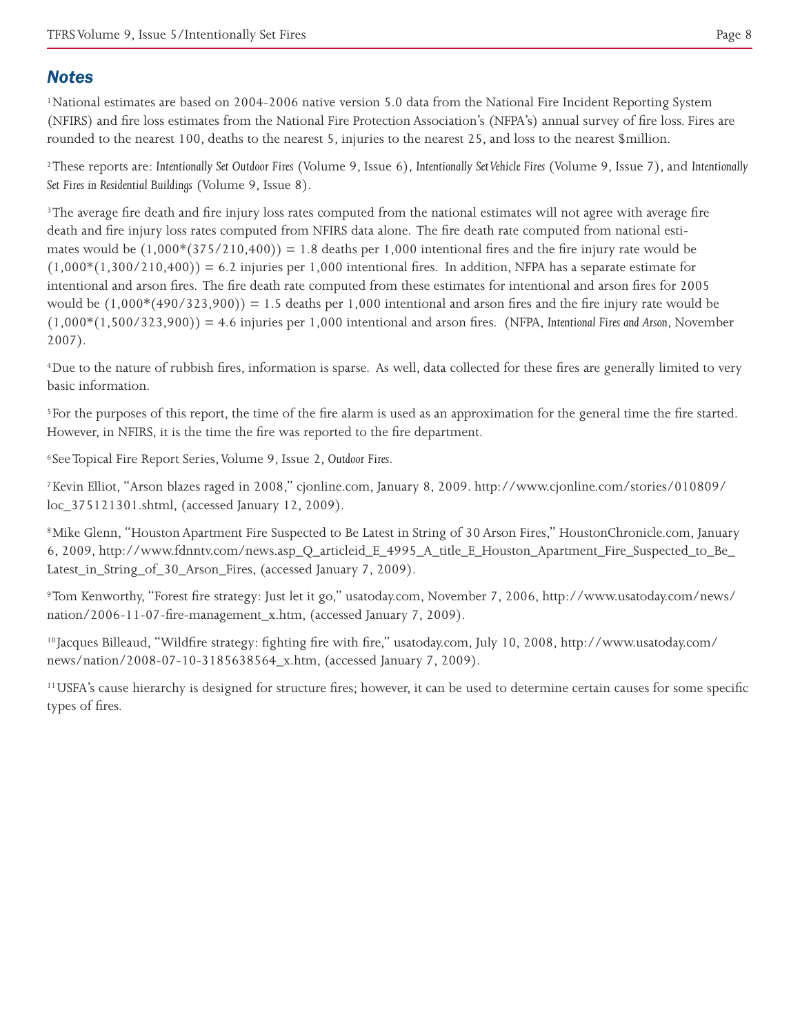## Notes

[1]National estimates are based on 2004-2006 native version 5.0 data from the National Fire Incident Reporting System (NFIRS) and fire loss estimates from the National Fire Protection Association's (NFPA's) annual survey of fire loss. Fires are rounded to the nearest 100, deaths to the nearest 5, injuries to the nearest 25, and loss to the nearest $million.

[2]These reports are: *Intentionally Set Outdoor Fires* (Volume 9, Issue 6), *Intentionally Set Vehicle Fires* (Volume 9, Issue 7), and *Intentionally Set Fires in Residential Buildings* (Volume 9, Issue 8).

[3]The average fire death and fire injury loss rates computed from the national estimates will not agree with average fire death and fire injury loss rates computed from NFIRS data alone. The fire death rate computed from national estimates would be $(1{,}000*(375/210{,}400)) = 1.8$ deaths per 1,000 intentional fires and the fire injury rate would be $(1{,}000*(1{,}300/210{,}400)) = 6.2$ injuries per 1,000 intentional fires. In addition, NFPA has a separate estimate for intentional and arson fires. The fire death rate computed from these estimates for intentional and arson fires for 2005 would be $(1{,}000*(490/323{,}900)) = 1.5$ deaths per 1,000 intentional and arson fires and the fire injury rate would be $(1{,}000*(1{,}500/323{,}900)) = 4.6$ injuries per 1,000 intentional and arson fires. (NFPA, *Intentional Fires and Arson*, November 2007).

[4]Due to the nature of rubbish fires, information is sparse. As well, data collected for these fires are generally limited to very basic information.

[5]For the purposes of this report, the time of the fire alarm is used as an approximation for the general time the fire started. However, in NFIRS, it is the time the fire was reported to the fire department.

[6]See Topical Fire Report Series, Volume 9, Issue 2, *Outdoor Fires*.

[7]Kevin Elliot, "Arson blazes raged in 2008," cjonline.com, January 8, 2009. http://www.cjonline.com/stories/010809/loc_375121301.shtml, (accessed January 12, 2009).

[8]Mike Glenn, "Houston Apartment Fire Suspected to Be Latest in String of 30 Arson Fires," HoustonChronicle.com, January 6, 2009, http://www.fdnntv.com/news.asp_Q_articleid_E_4995_A_title_E_Houston_Apartment_Fire_Suspected_to_Be_Latest_in_String_of_30_Arson_Fires, (accessed January 7, 2009).

[9]Tom Kenworthy, "Forest fire strategy: Just let it go," usatoday.com, November 7, 2006, http://www.usatoday.com/news/nation/2006-11-07-fire-management_x.htm, (accessed January 7, 2009).

[10]Jacques Billeaud, "Wildfire strategy: fighting fire with fire," usatoday.com, July 10, 2008, http://www.usatoday.com/news/nation/2008-07-10-3185638564_x.htm, (accessed January 7, 2009).

[11]USFA's cause hierarchy is designed for structure fires; however, it can be used to determine certain causes for some specific types of fires.